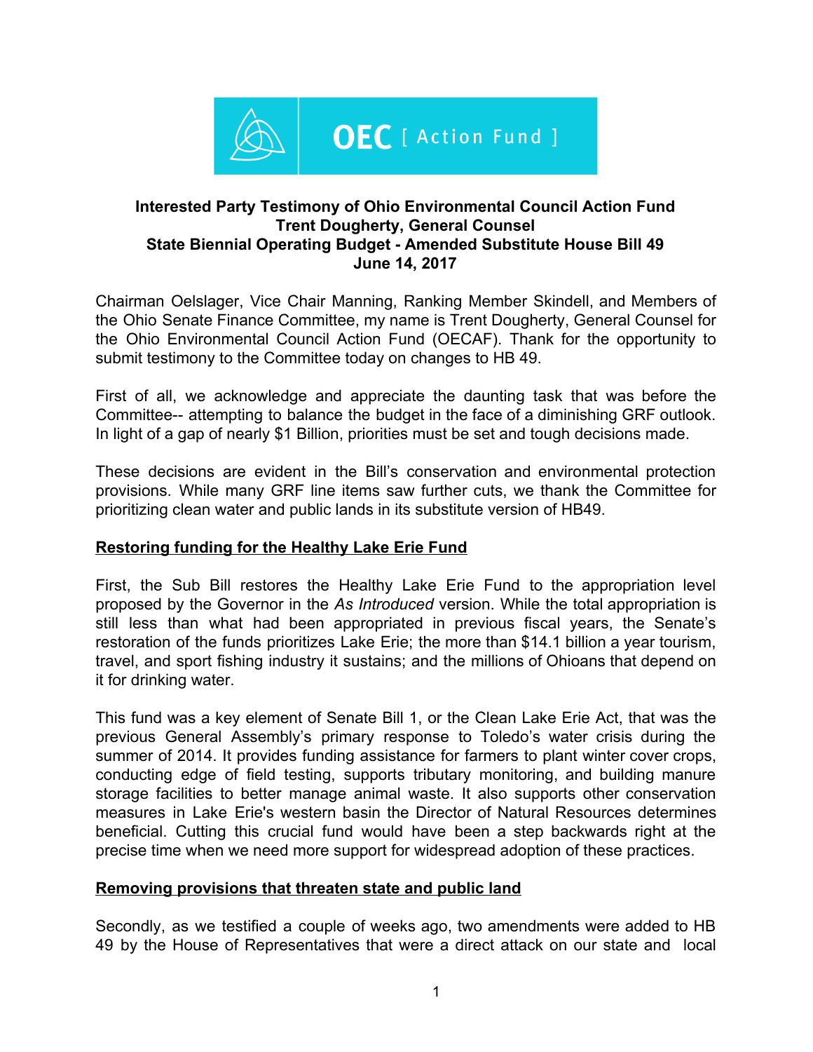OEC [ Action Fund ]

**Interested Party Testimony of Ohio Environmental Council Action Fund**
**Trent Dougherty, General Counsel**
**State Biennial Operating Budget - Amended Substitute House Bill 49**
**June 14, 2017**

Chairman Oelslager, Vice Chair Manning, Ranking Member Skindell, and Members of the Ohio Senate Finance Committee, my name is Trent Dougherty, General Counsel for the Ohio Environmental Council Action Fund (OECAF). Thank for the opportunity to submit testimony to the Committee today on changes to HB 49.

First of all, we acknowledge and appreciate the daunting task that was before the Committee-- attempting to balance the budget in the face of a diminishing GRF outlook. In light of a gap of nearly $1 Billion, priorities must be set and tough decisions made.

These decisions are evident in the Bill's conservation and environmental protection provisions. While many GRF line items saw further cuts, we thank the Committee for prioritizing clean water and public lands in its substitute version of HB49.

**Restoring funding for the Healthy Lake Erie Fund**

First, the Sub Bill restores the Healthy Lake Erie Fund to the appropriation level proposed by the Governor in the *As Introduced* version. While the total appropriation is still less than what had been appropriated in previous fiscal years, the Senate's restoration of the funds prioritizes Lake Erie; the more than $14.1 billion a year tourism, travel, and sport fishing industry it sustains; and the millions of Ohioans that depend on it for drinking water.

This fund was a key element of Senate Bill 1, or the Clean Lake Erie Act, that was the previous General Assembly's primary response to Toledo's water crisis during the summer of 2014. It provides funding assistance for farmers to plant winter cover crops, conducting edge of field testing, supports tributary monitoring, and building manure storage facilities to better manage animal waste. It also supports other conservation measures in Lake Erie's western basin the Director of Natural Resources determines beneficial. Cutting this crucial fund would have been a step backwards right at the precise time when we need more support for widespread adoption of these practices.

**Removing provisions that threaten state and public land**

Secondly, as we testified a couple of weeks ago, two amendments were added to HB 49 by the House of Representatives that were a direct attack on our state and local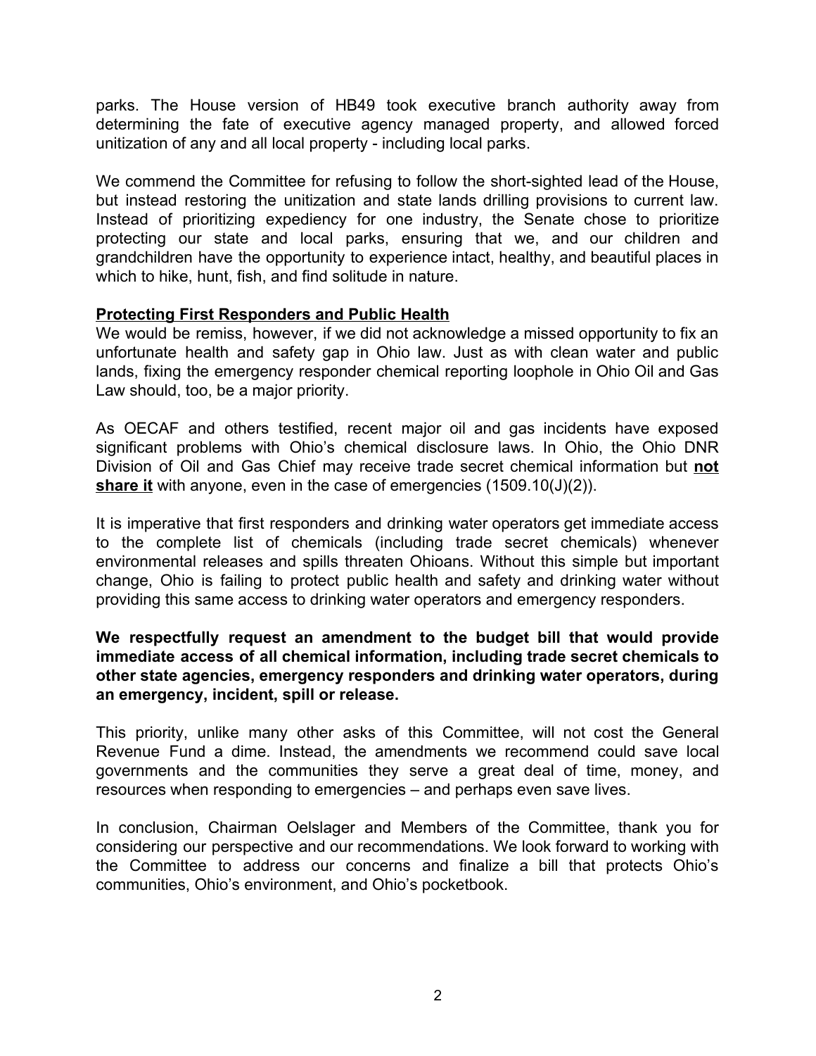parks. The House version of HB49 took executive branch authority away from determining the fate of executive agency managed property, and allowed forced unitization of any and all local property - including local parks.

We commend the Committee for refusing to follow the short-sighted lead of the House, but instead restoring the unitization and state lands drilling provisions to current law. Instead of prioritizing expediency for one industry, the Senate chose to prioritize protecting our state and local parks, ensuring that we, and our children and grandchildren have the opportunity to experience intact, healthy, and beautiful places in which to hike, hunt, fish, and find solitude in nature.

**Protecting First Responders and Public Health**

We would be remiss, however, if we did not acknowledge a missed opportunity to fix an unfortunate health and safety gap in Ohio law. Just as with clean water and public lands, fixing the emergency responder chemical reporting loophole in Ohio Oil and Gas Law should, too, be a major priority.

As OECAF and others testified, recent major oil and gas incidents have exposed significant problems with Ohio's chemical disclosure laws. In Ohio, the Ohio DNR Division of Oil and Gas Chief may receive trade secret chemical information but **not share it** with anyone, even in the case of emergencies (1509.10(J)(2)).

It is imperative that first responders and drinking water operators get immediate access to the complete list of chemicals (including trade secret chemicals) whenever environmental releases and spills threaten Ohioans. Without this simple but important change, Ohio is failing to protect public health and safety and drinking water without providing this same access to drinking water operators and emergency responders.

**We respectfully request an amendment to the budget bill that would provide immediate access of all chemical information, including trade secret chemicals to other state agencies, emergency responders and drinking water operators, during an emergency, incident, spill or release.**

This priority, unlike many other asks of this Committee, will not cost the General Revenue Fund a dime. Instead, the amendments we recommend could save local governments and the communities they serve a great deal of time, money, and resources when responding to emergencies – and perhaps even save lives.

In conclusion, Chairman Oelslager and Members of the Committee, thank you for considering our perspective and our recommendations. We look forward to working with the Committee to address our concerns and finalize a bill that protects Ohio's communities, Ohio's environment, and Ohio's pocketbook.